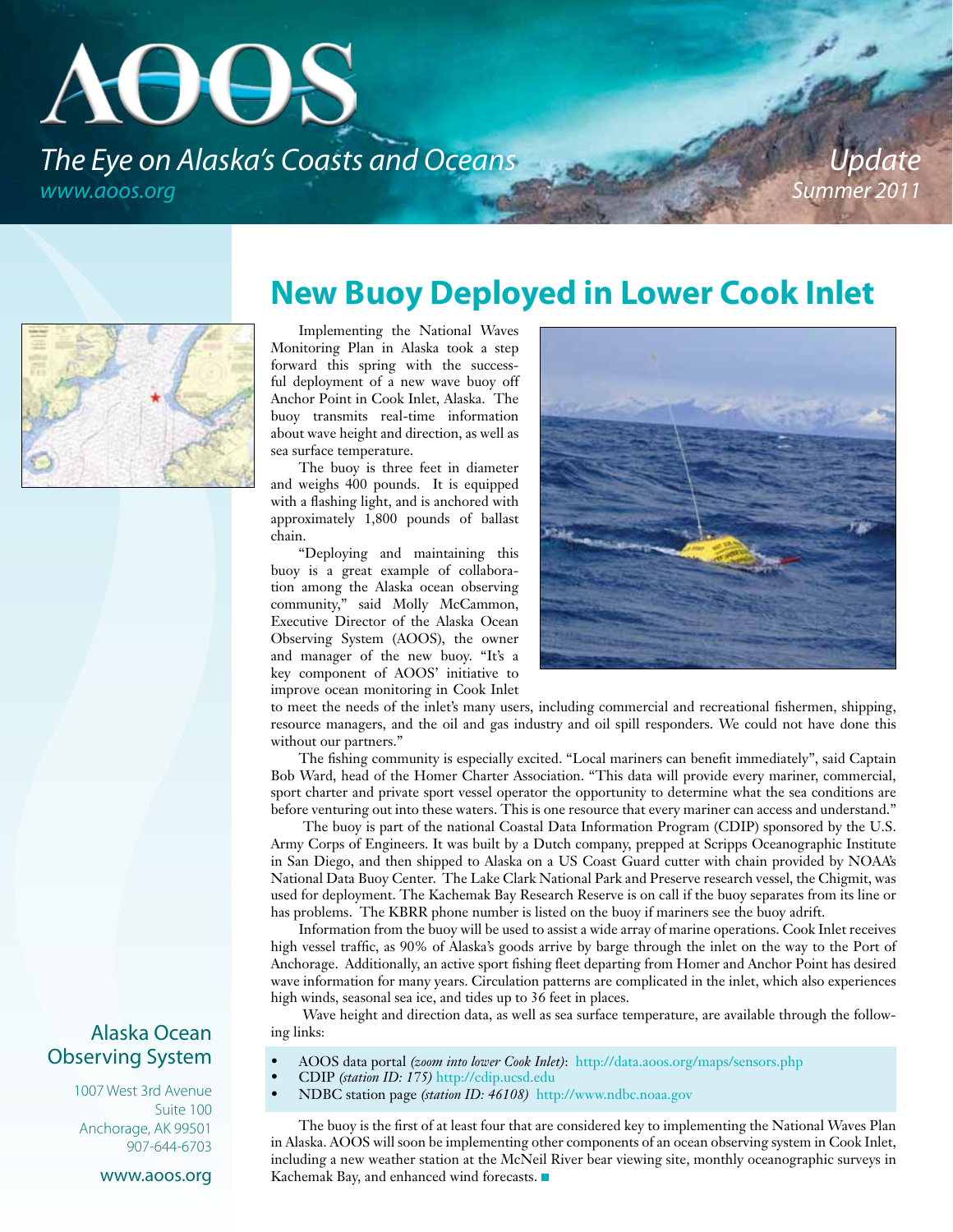# AOOS

*The Eye on Alaska's Coasts and Oceans*

*www.aoos.org*

*Update*
*Summer 2011*

## New Buoy Deployed in Lower Cook Inlet

Implementing the National Waves Monitoring Plan in Alaska took a step forward this spring with the successful deployment of a new wave buoy off Anchor Point in Cook Inlet, Alaska. The buoy transmits real-time information about wave height and direction, as well as sea surface temperature.

The buoy is three feet in diameter and weighs 400 pounds. It is equipped with a flashing light, and is anchored with approximately 1,800 pounds of ballast chain.

"Deploying and maintaining this buoy is a great example of collaboration among the Alaska ocean observing community," said Molly McCammon, Executive Director of the Alaska Ocean Observing System (AOOS), the owner and manager of the new buoy. "It's a key component of AOOS' initiative to improve ocean monitoring in Cook Inlet to meet the needs of the inlet's many users, including commercial and recreational fishermen, shipping, resource managers, and the oil and gas industry and oil spill responders. We could not have done this without our partners."

The fishing community is especially excited. "Local mariners can benefit immediately", said Captain Bob Ward, head of the Homer Charter Association. "This data will provide every mariner, commercial, sport charter and private sport vessel operator the opportunity to determine what the sea conditions are before venturing out into these waters. This is one resource that every mariner can access and understand."

The buoy is part of the national Coastal Data Information Program (CDIP) sponsored by the U.S. Army Corps of Engineers. It was built by a Dutch company, prepped at Scripps Oceanographic Institute in San Diego, and then shipped to Alaska on a US Coast Guard cutter with chain provided by NOAA's National Data Buoy Center. The Lake Clark National Park and Preserve research vessel, the Chigmit, was used for deployment. The Kachemak Bay Research Reserve is on call if the buoy separates from its line or has problems. The KBRR phone number is listed on the buoy if mariners see the buoy adrift.

Information from the buoy will be used to assist a wide array of marine operations. Cook Inlet receives high vessel traffic, as 90% of Alaska's goods arrive by barge through the inlet on the way to the Port of Anchorage. Additionally, an active sport fishing fleet departing from Homer and Anchor Point has desired wave information for many years. Circulation patterns are complicated in the inlet, which also experiences high winds, seasonal sea ice, and tides up to 36 feet in places.

Wave height and direction data, as well as sea surface temperature, are available through the following links:

- AOOS data portal *(zoom into lower Cook Inlet)*: http://data.aoos.org/maps/sensors.php
- CDIP *(station ID: 175)* http://cdip.ucsd.edu
- NDBC station page *(station ID: 46108)* http://www.ndbc.noaa.gov

The buoy is the first of at least four that are considered key to implementing the National Waves Plan in Alaska. AOOS will soon be implementing other components of an ocean observing system in Cook Inlet, including a new weather station at the McNeil River bear viewing site, monthly oceanographic surveys in Kachemak Bay, and enhanced wind forecasts.

**Alaska Ocean Observing System**

1007 West 3rd Avenue
Suite 100
Anchorage, AK 99501
907-644-6703

www.aoos.org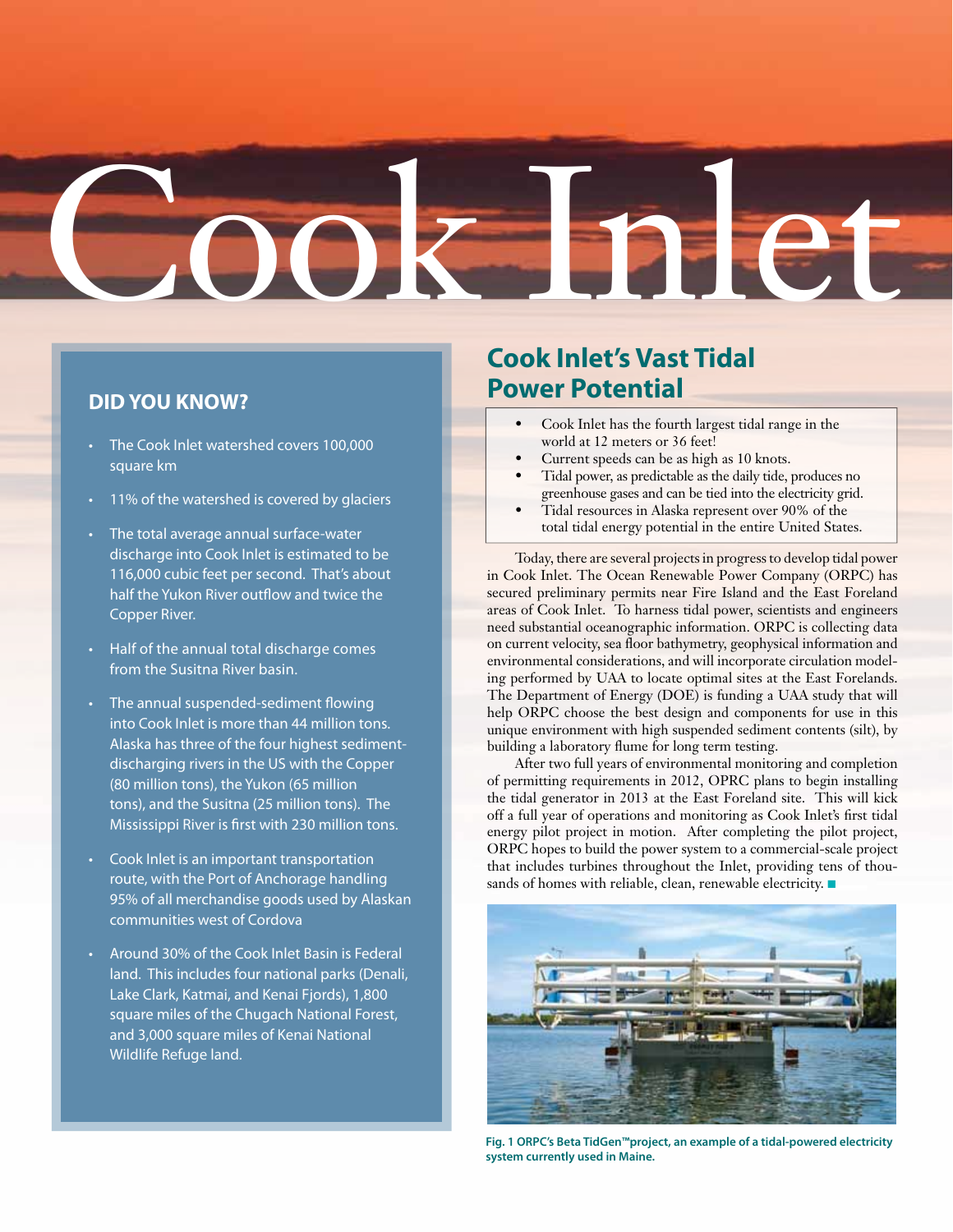# Cook Inlet

## DID YOU KNOW?

- The Cook Inlet watershed covers 100,000 square km
- 11% of the watershed is covered by glaciers
- The total average annual surface-water discharge into Cook Inlet is estimated to be 116,000 cubic feet per second. That's about half the Yukon River outflow and twice the Copper River.
- Half of the annual total discharge comes from the Susitna River basin.
- The annual suspended-sediment flowing into Cook Inlet is more than 44 million tons. Alaska has three of the four highest sediment-discharging rivers in the US with the Copper (80 million tons), the Yukon (65 million tons), and the Susitna (25 million tons). The Mississippi River is first with 230 million tons.
- Cook Inlet is an important transportation route, with the Port of Anchorage handling 95% of all merchandise goods used by Alaskan communities west of Cordova
- Around 30% of the Cook Inlet Basin is Federal land. This includes four national parks (Denali, Lake Clark, Katmai, and Kenai Fjords), 1,800 square miles of the Chugach National Forest, and 3,000 square miles of Kenai National Wildlife Refuge land.

## Cook Inlet's Vast Tidal Power Potential

- Cook Inlet has the fourth largest tidal range in the world at 12 meters or 36 feet!
- Current speeds can be as high as 10 knots.
- Tidal power, as predictable as the daily tide, produces no greenhouse gases and can be tied into the electricity grid.
- Tidal resources in Alaska represent over 90% of the total tidal energy potential in the entire United States.

Today, there are several projects in progress to develop tidal power in Cook Inlet. The Ocean Renewable Power Company (ORPC) has secured preliminary permits near Fire Island and the East Foreland areas of Cook Inlet. To harness tidal power, scientists and engineers need substantial oceanographic information. ORPC is collecting data on current velocity, sea floor bathymetry, geophysical information and environmental considerations, and will incorporate circulation modeling performed by UAA to locate optimal sites at the East Forelands. The Department of Energy (DOE) is funding a UAA study that will help ORPC choose the best design and components for use in this unique environment with high suspended sediment contents (silt), by building a laboratory flume for long term testing.

After two full years of environmental monitoring and completion of permitting requirements in 2012, OPRC plans to begin installing the tidal generator in 2013 at the East Foreland site. This will kick off a full year of operations and monitoring as Cook Inlet's first tidal energy pilot project in motion. After completing the pilot project, ORPC hopes to build the power system to a commercial-scale project that includes turbines throughout the Inlet, providing tens of thousands of homes with reliable, clean, renewable electricity. ■

**Fig. 1 ORPC's Beta TidGen™project, an example of a tidal-powered electricity system currently used in Maine.**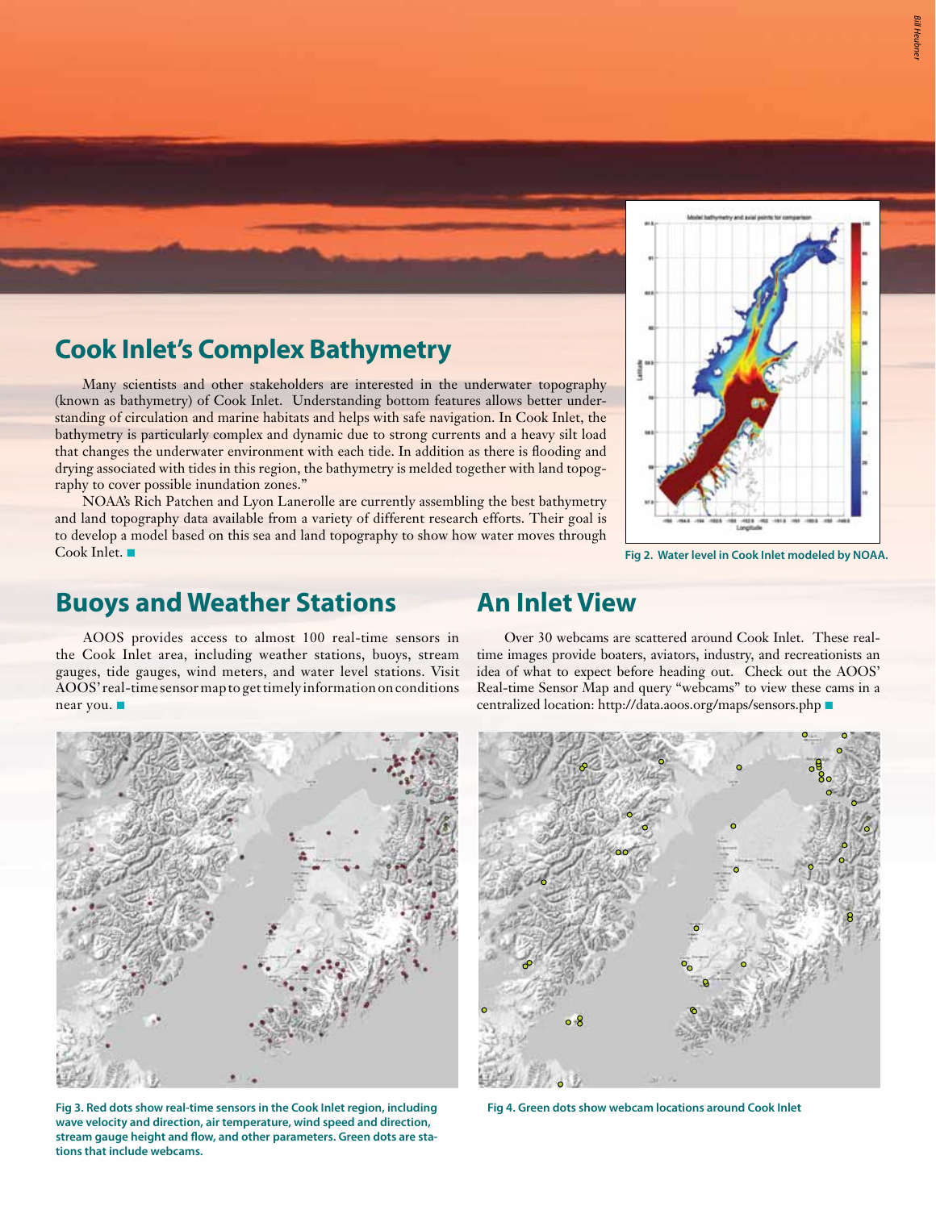## Cook Inlet's Complex Bathymetry

Many scientists and other stakeholders are interested in the underwater topography (known as bathymetry) of Cook Inlet. Understanding bottom features allows better understanding of circulation and marine habitats and helps with safe navigation. In Cook Inlet, the bathymetry is particularly complex and dynamic due to strong currents and a heavy silt load that changes the underwater environment with each tide. In addition as there is flooding and drying associated with tides in this region, the bathymetry is melded together with land topography to cover possible inundation zones."

NOAA's Rich Patchen and Lyon Lanerolle are currently assembling the best bathymetry and land topography data available from a variety of different research efforts. Their goal is to develop a model based on this sea and land topography to show how water moves through Cook Inlet. ■

**Fig 2. Water level in Cook Inlet modeled by NOAA.**

## Buoys and Weather Stations

AOOS provides access to almost 100 real-time sensors in the Cook Inlet area, including weather stations, buoys, stream gauges, tide gauges, wind meters, and water level stations. Visit AOOS' real-time sensor map to get timely information on conditions near you. ■

## An Inlet View

Over 30 webcams are scattered around Cook Inlet. These real-time images provide boaters, aviators, industry, and recreationists an idea of what to expect before heading out. Check out the AOOS' Real-time Sensor Map and query "webcams" to view these cams in a centralized location: http://data.aoos.org/maps/sensors.php ■

**Fig 3. Red dots show real-time sensors in the Cook Inlet region, including wave velocity and direction, air temperature, wind speed and direction, stream gauge height and flow, and other parameters. Green dots are stations that include webcams.**

**Fig 4. Green dots show webcam locations around Cook Inlet**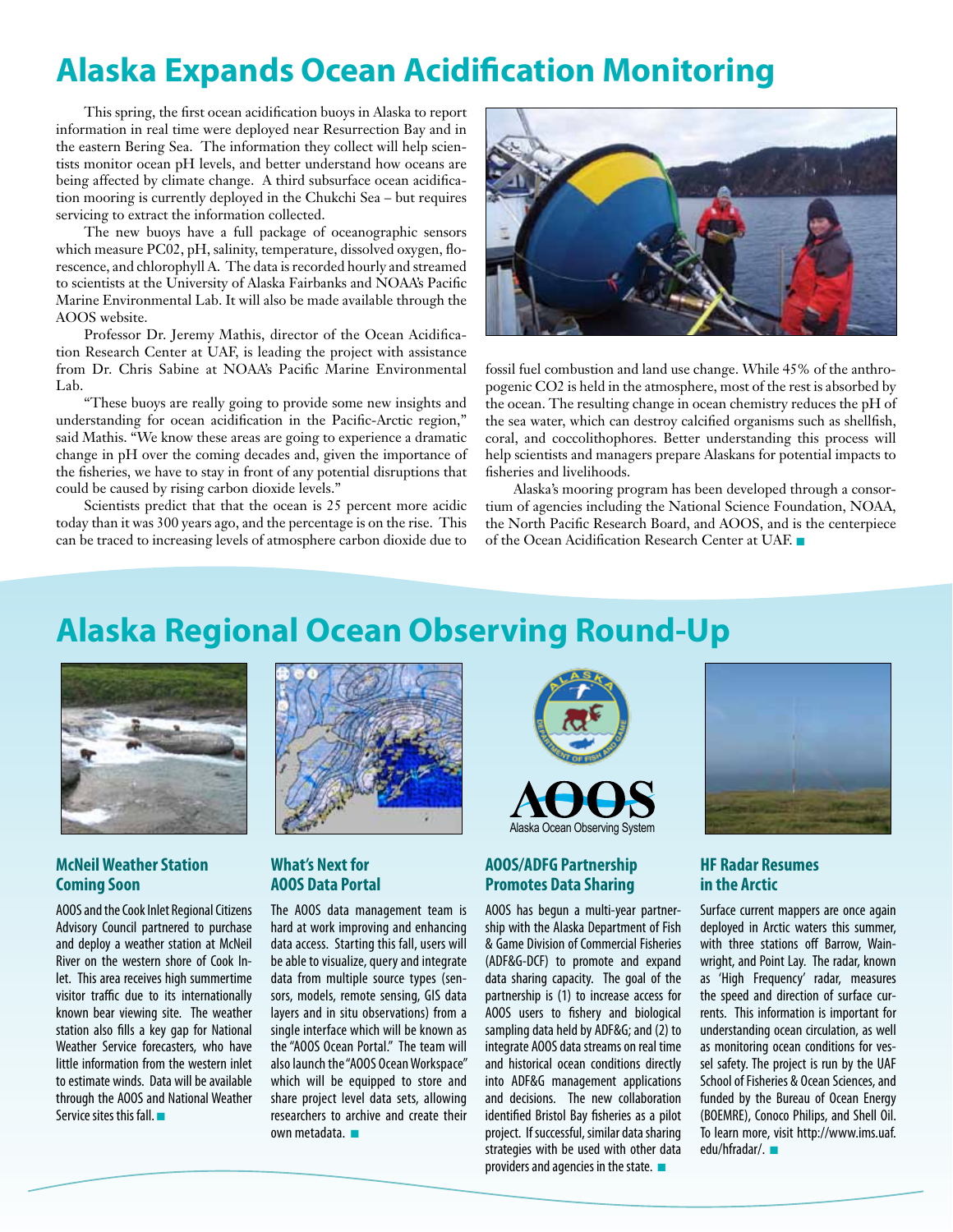# Alaska Expands Ocean Acidification Monitoring

This spring, the first ocean acidification buoys in Alaska to report information in real time were deployed near Resurrection Bay and in the eastern Bering Sea. The information they collect will help scientists monitor ocean pH levels, and better understand how oceans are being affected by climate change. A third subsurface ocean acidification mooring is currently deployed in the Chukchi Sea – but requires servicing to extract the information collected.

The new buoys have a full package of oceanographic sensors which measure PC02, pH, salinity, temperature, dissolved oxygen, florescence, and chlorophyll A. The data is recorded hourly and streamed to scientists at the University of Alaska Fairbanks and NOAA's Pacific Marine Environmental Lab. It will also be made available through the AOOS website.

Professor Dr. Jeremy Mathis, director of the Ocean Acidification Research Center at UAF, is leading the project with assistance from Dr. Chris Sabine at NOAA's Pacific Marine Environmental Lab.

"These buoys are really going to provide some new insights and understanding for ocean acidification in the Pacific-Arctic region," said Mathis. "We know these areas are going to experience a dramatic change in pH over the coming decades and, given the importance of the fisheries, we have to stay in front of any potential disruptions that could be caused by rising carbon dioxide levels."

Scientists predict that that the ocean is 25 percent more acidic today than it was 300 years ago, and the percentage is on the rise. This can be traced to increasing levels of atmosphere carbon dioxide due to fossil fuel combustion and land use change. While 45% of the anthropogenic CO2 is held in the atmosphere, most of the rest is absorbed by the ocean. The resulting change in ocean chemistry reduces the pH of the sea water, which can destroy calcified organisms such as shellfish, coral, and coccolithophores. Better understanding this process will help scientists and managers prepare Alaskans for potential impacts to fisheries and livelihoods.

Alaska's mooring program has been developed through a consortium of agencies including the National Science Foundation, NOAA, the North Pacific Research Board, and AOOS, and is the centerpiece of the Ocean Acidification Research Center at UAF. ■

# Alaska Regional Ocean Observing Round-Up

### McNeil Weather Station Coming Soon

AOOS and the Cook Inlet Regional Citizens Advisory Council partnered to purchase and deploy a weather station at McNeil River on the western shore of Cook Inlet. This area receives high summertime visitor traffic due to its internationally known bear viewing site. The weather station also fills a key gap for National Weather Service forecasters, who have little information from the western inlet to estimate winds. Data will be available through the AOOS and National Weather Service sites this fall. ■

### What's Next for AOOS Data Portal

The AOOS data management team is hard at work improving and enhancing data access. Starting this fall, users will be able to visualize, query and integrate data from multiple source types (sensors, models, remote sensing, GIS data layers and in situ observations) from a single interface which will be known as the "AOOS Ocean Portal." The team will also launch the "AOOS Ocean Workspace" which will be equipped to store and share project level data sets, allowing researchers to archive and create their own metadata. ■

### AOOS/ADFG Partnership Promotes Data Sharing

AOOS has begun a multi-year partnership with the Alaska Department of Fish & Game Division of Commercial Fisheries (ADF&G-DCF) to promote and expand data sharing capacity. The goal of the partnership is (1) to increase access for AOOS users to fishery and biological sampling data held by ADF&G; and (2) to integrate AOOS data streams on real time and historical ocean conditions directly into ADF&G management applications and decisions. The new collaboration identified Bristol Bay fisheries as a pilot project. If successful, similar data sharing strategies with be used with other data providers and agencies in the state. ■

### HF Radar Resumes in the Arctic

Surface current mappers are once again deployed in Arctic waters this summer, with three stations off Barrow, Wainwright, and Point Lay. The radar, known as 'High Frequency' radar, measures the speed and direction of surface currents. This information is important for understanding ocean circulation, as well as monitoring ocean conditions for vessel safety. The project is run by the UAF School of Fisheries & Ocean Sciences, and funded by the Bureau of Ocean Energy (BOEMRE), Conoco Philips, and Shell Oil. To learn more, visit http://www.ims.uaf.edu/hfradar/. ■